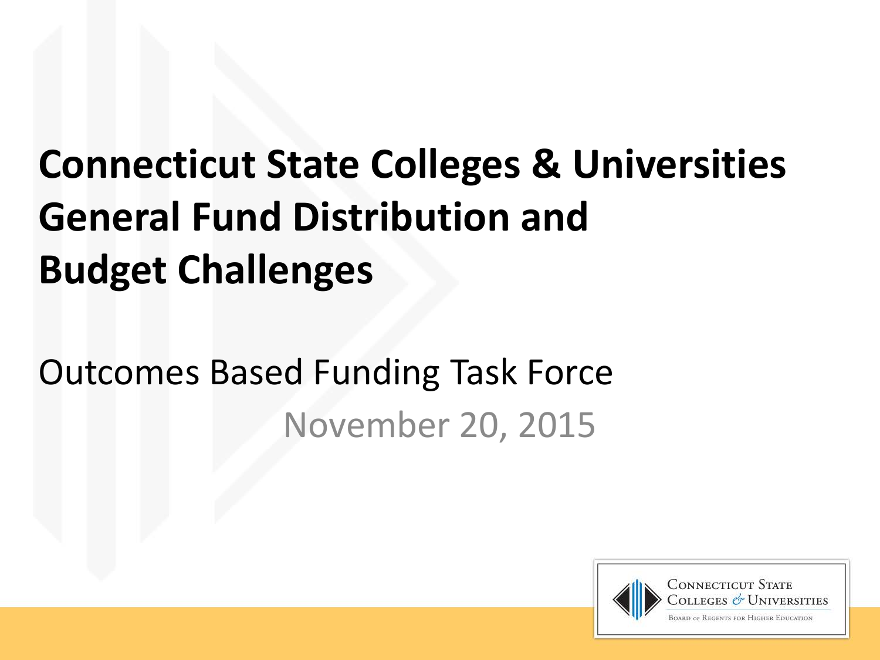# Connecticut State Colleges & Universities General Fund Distribution and Budget Challenges

Outcomes Based Funding Task Force

November 20, 2015

Connecticut State Colleges & Universities

Board of Regents for Higher Education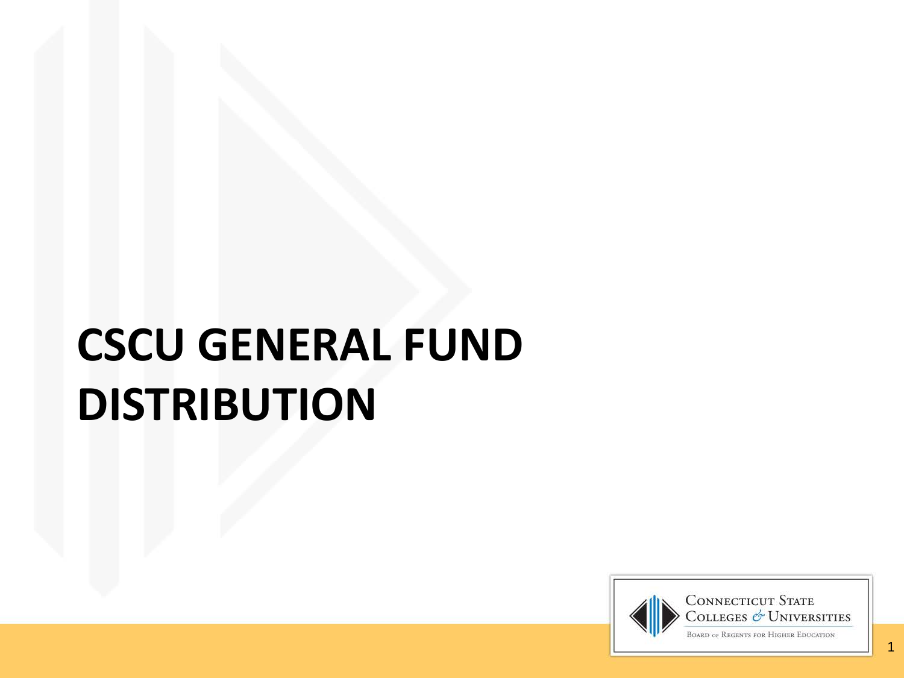# CSCU GENERAL FUND DISTRIBUTION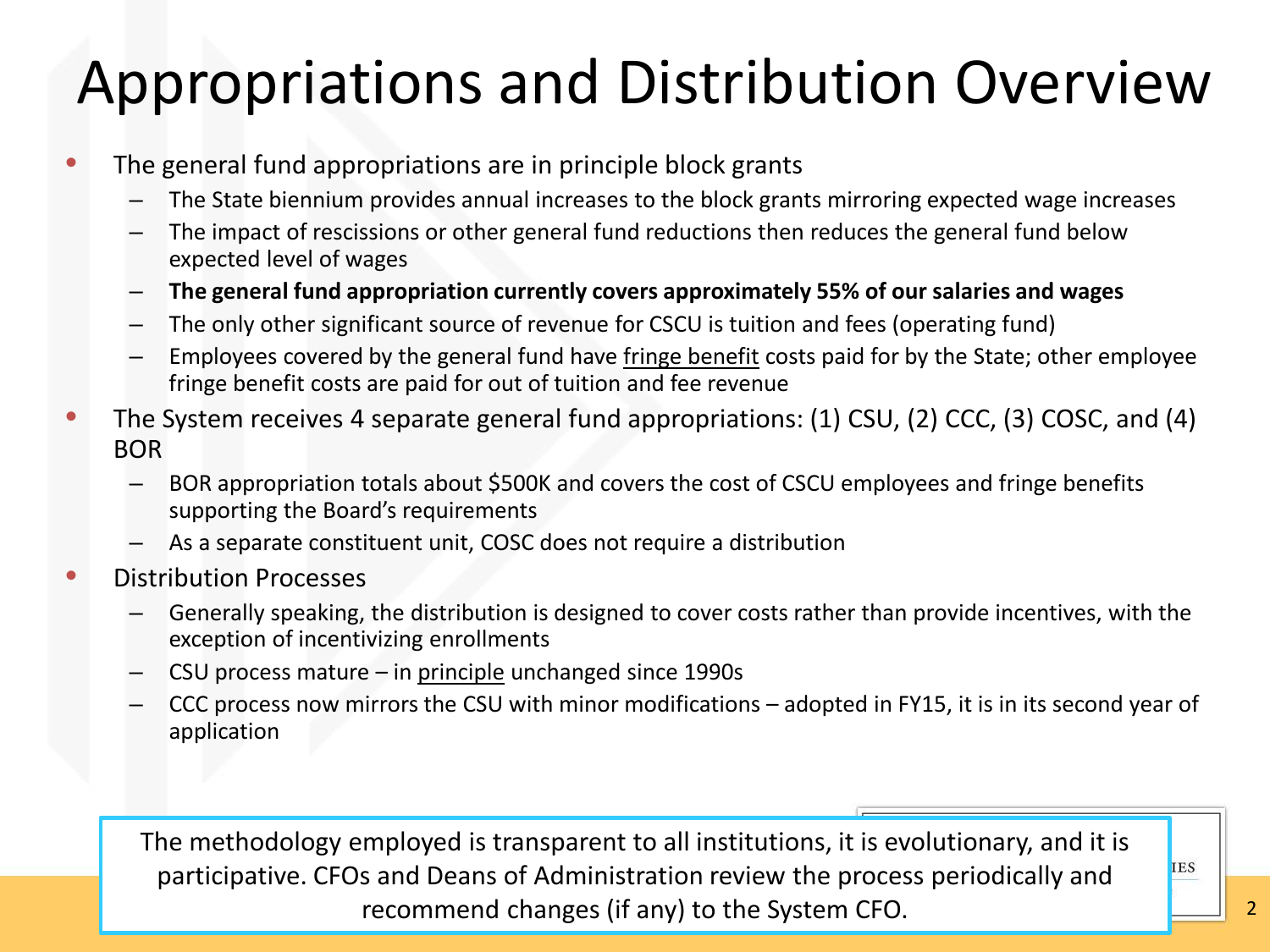# Appropriations and Distribution Overview

- The general fund appropriations are in principle block grants
  - The State biennium provides annual increases to the block grants mirroring expected wage increases
  - The impact of rescissions or other general fund reductions then reduces the general fund below expected level of wages
  - **The general fund appropriation currently covers approximately 55% of our salaries and wages**
  - The only other significant source of revenue for CSCU is tuition and fees (operating fund)
  - Employees covered by the general fund have fringe benefit costs paid for by the State; other employee fringe benefit costs are paid for out of tuition and fee revenue
- The System receives 4 separate general fund appropriations: (1) CSU, (2) CCC, (3) COSC, and (4) BOR
  - BOR appropriation totals about $500K and covers the cost of CSCU employees and fringe benefits supporting the Board's requirements
  - As a separate constituent unit, COSC does not require a distribution
- Distribution Processes
  - Generally speaking, the distribution is designed to cover costs rather than provide incentives, with the exception of incentivizing enrollments
  - CSU process mature – in principle unchanged since 1990s
  - CCC process now mirrors the CSU with minor modifications – adopted in FY15, it is in its second year of application

The methodology employed is transparent to all institutions, it is evolutionary, and it is participative. CFOs and Deans of Administration review the process periodically and recommend changes (if any) to the System CFO.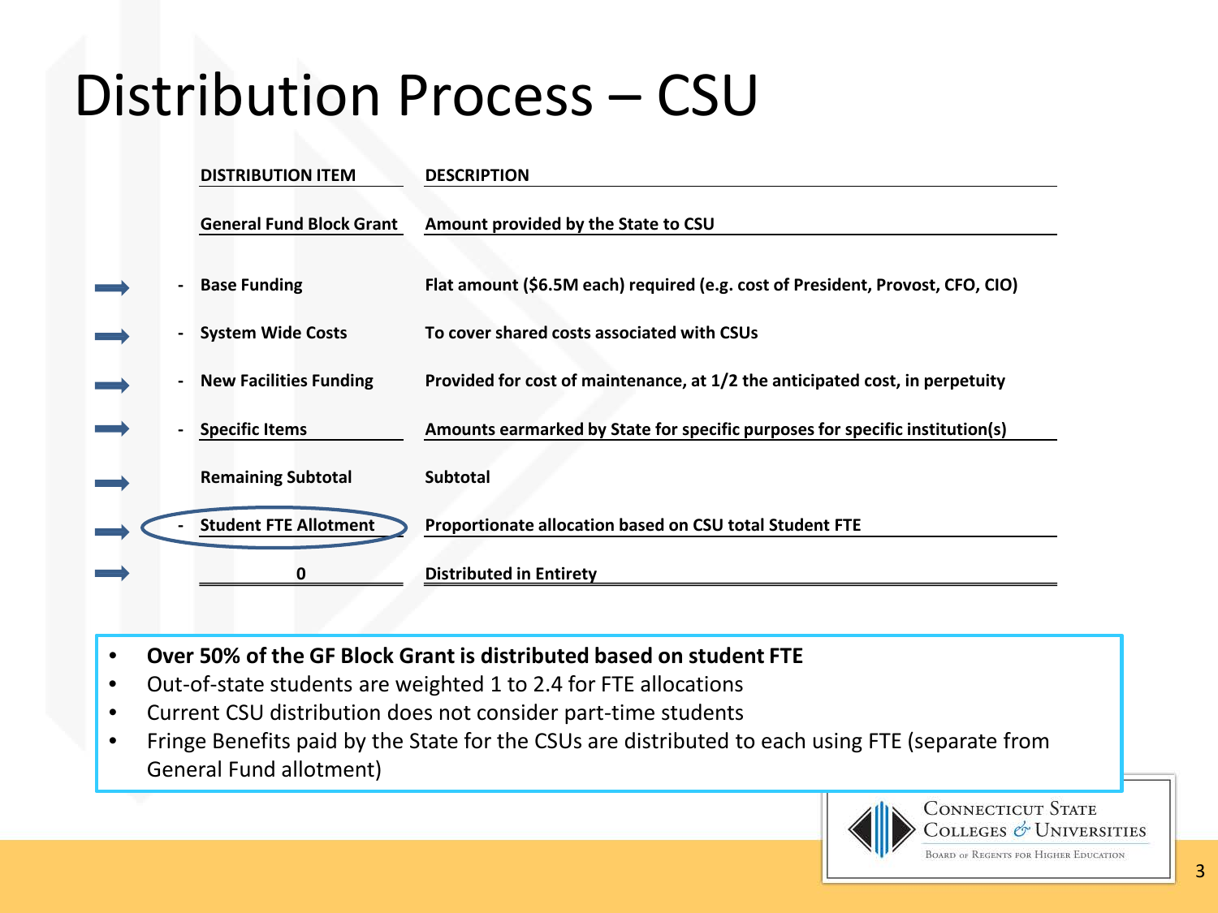# Distribution Process – CSU

| DISTRIBUTION ITEM | DESCRIPTION |
| --- | --- |
| General Fund Block Grant | Amount provided by the State to CSU |
| - Base Funding | Flat amount ($6.5M each) required (e.g. cost of President, Provost, CFO, CIO) |
| - System Wide Costs | To cover shared costs associated with CSUs |
| - New Facilities Funding | Provided for cost of maintenance, at 1/2 the anticipated cost, in perpetuity |
| - Specific Items | Amounts earmarked by State for specific purposes for specific institution(s) |
| Remaining Subtotal | Subtotal |
| - Student FTE Allotment | Proportionate allocation based on CSU total Student FTE |
| 0 | Distributed in Entirety |

- **Over 50% of the GF Block Grant is distributed based on student FTE**
- Out-of-state students are weighted 1 to 2.4 for FTE allocations
- Current CSU distribution does not consider part-time students
- Fringe Benefits paid by the State for the CSUs are distributed to each using FTE (separate from General Fund allotment)

Connecticut State Colleges & Universities
Board of Regents for Higher Education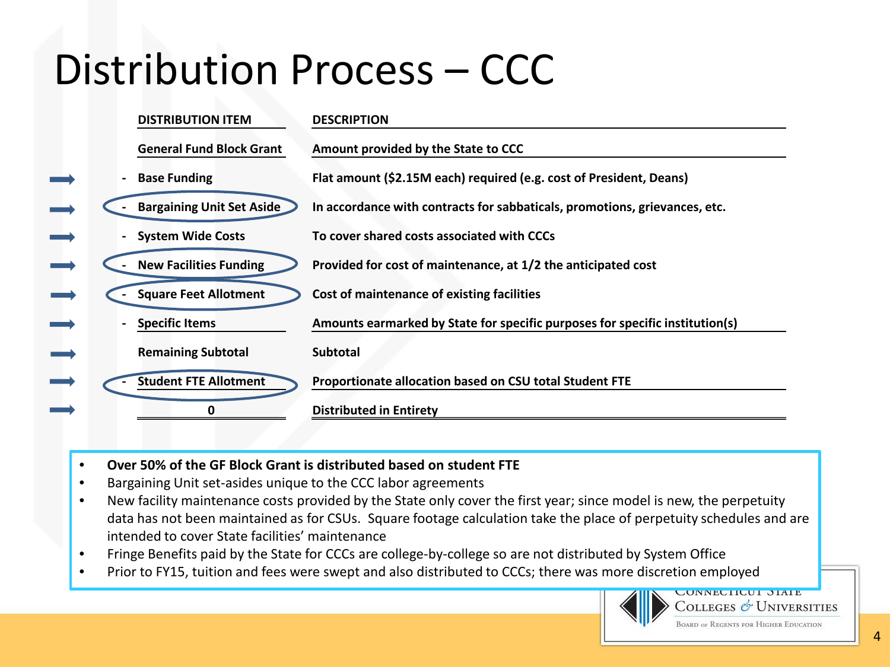# Distribution Process – CCC

| DISTRIBUTION ITEM | DESCRIPTION |
|---|---|
| General Fund Block Grant | Amount provided by the State to CCC |
| - Base Funding | Flat amount ($2.15M each) required (e.g. cost of President, Deans) |
| - Bargaining Unit Set Aside | In accordance with contracts for sabbaticals, promotions, grievances, etc. |
| - System Wide Costs | To cover shared costs associated with CCCs |
| - New Facilities Funding | Provided for cost of maintenance, at 1/2 the anticipated cost |
| - Square Feet Allotment | Cost of maintenance of existing facilities |
| - Specific Items | Amounts earmarked by State for specific purposes for specific institution(s) |
| Remaining Subtotal | Subtotal |
| - Student FTE Allotment | Proportionate allocation based on CSU total Student FTE |
| 0 | Distributed in Entirety |

- **Over 50% of the GF Block Grant is distributed based on student FTE**
- Bargaining Unit set-asides unique to the CCC labor agreements
- New facility maintenance costs provided by the State only cover the first year; since model is new, the perpetuity data has not been maintained as for CSUs. Square footage calculation take the place of perpetuity schedules and are intended to cover State facilities' maintenance
- Fringe Benefits paid by the State for CCCs are college-by-college so are not distributed by System Office
- Prior to FY15, tuition and fees were swept and also distributed to CCCs; there was more discretion employed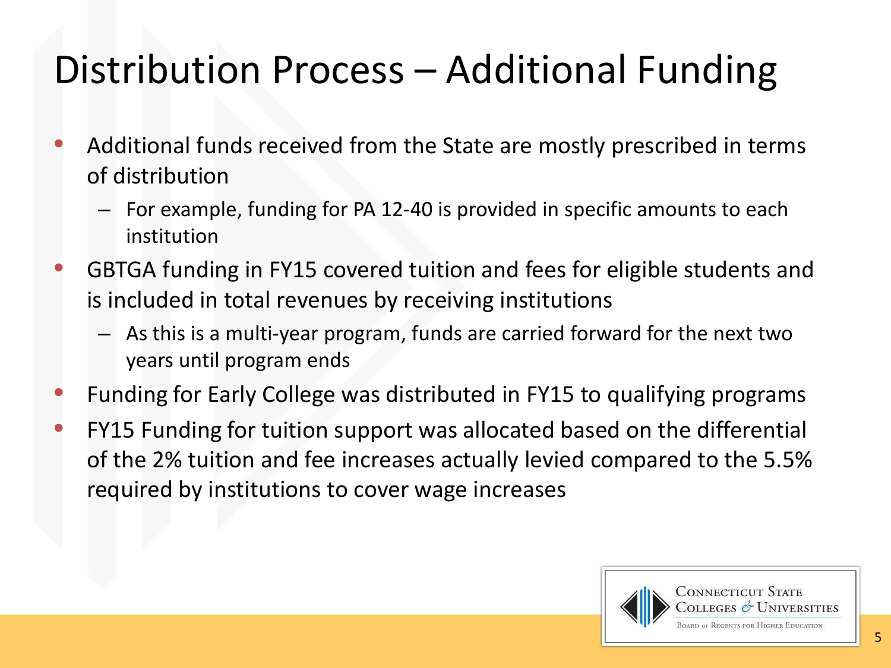# Distribution Process – Additional Funding

- Additional funds received from the State are mostly prescribed in terms of distribution
  - For example, funding for PA 12-40 is provided in specific amounts to each institution
- GBTGA funding in FY15 covered tuition and fees for eligible students and is included in total revenues by receiving institutions
  - As this is a multi-year program, funds are carried forward for the next two years until program ends
- Funding for Early College was distributed in FY15 to qualifying programs
- FY15 Funding for tuition support was allocated based on the differential of the 2% tuition and fee increases actually levied compared to the 5.5% required by institutions to cover wage increases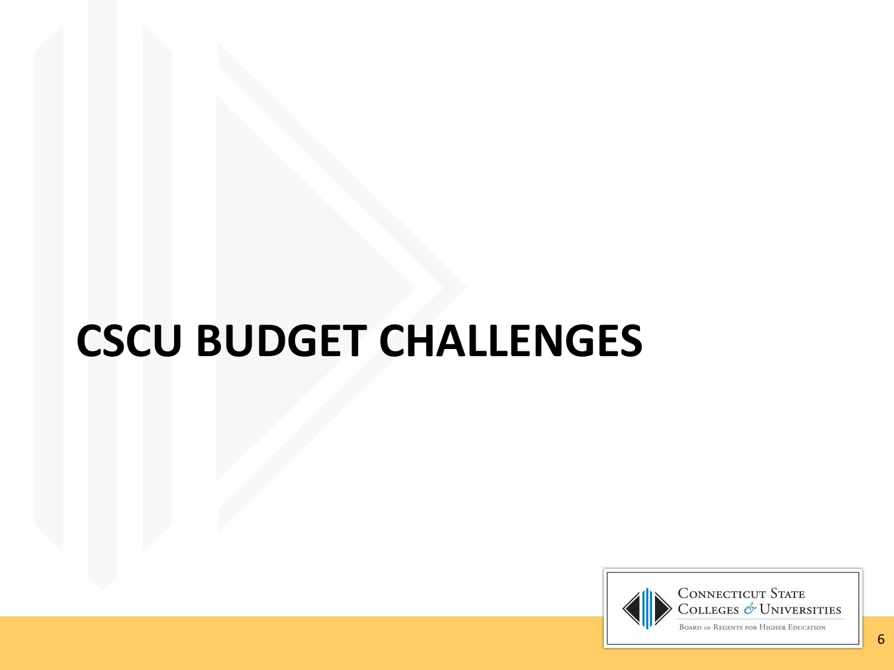# CSCU BUDGET CHALLENGES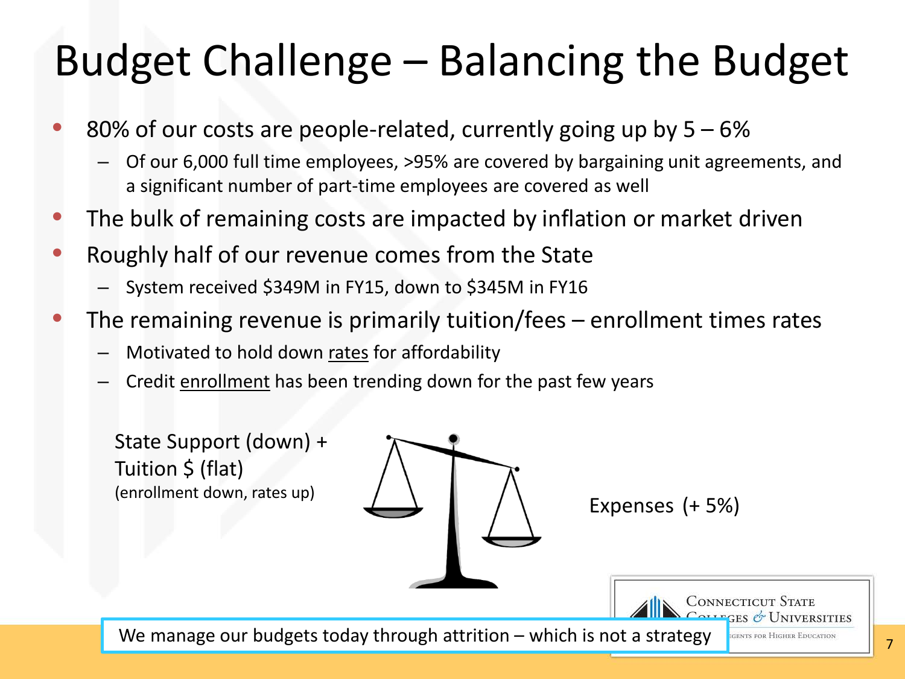# Budget Challenge – Balancing the Budget

- 80% of our costs are people-related, currently going up by 5 – 6%
  - Of our 6,000 full time employees, >95% are covered by bargaining unit agreements, and a significant number of part-time employees are covered as well
- The bulk of remaining costs are impacted by inflation or market driven
- Roughly half of our revenue comes from the State
  - System received $349M in FY15, down to $345M in FY16
- The remaining revenue is primarily tuition/fees – enrollment times rates
  - Motivated to hold down rates for affordability
  - Credit enrollment has been trending down for the past few years

State Support (down) +
Tuition $ (flat)
(enrollment down, rates up)

Expenses (+ 5%)

We manage our budgets today through attrition – which is not a strategy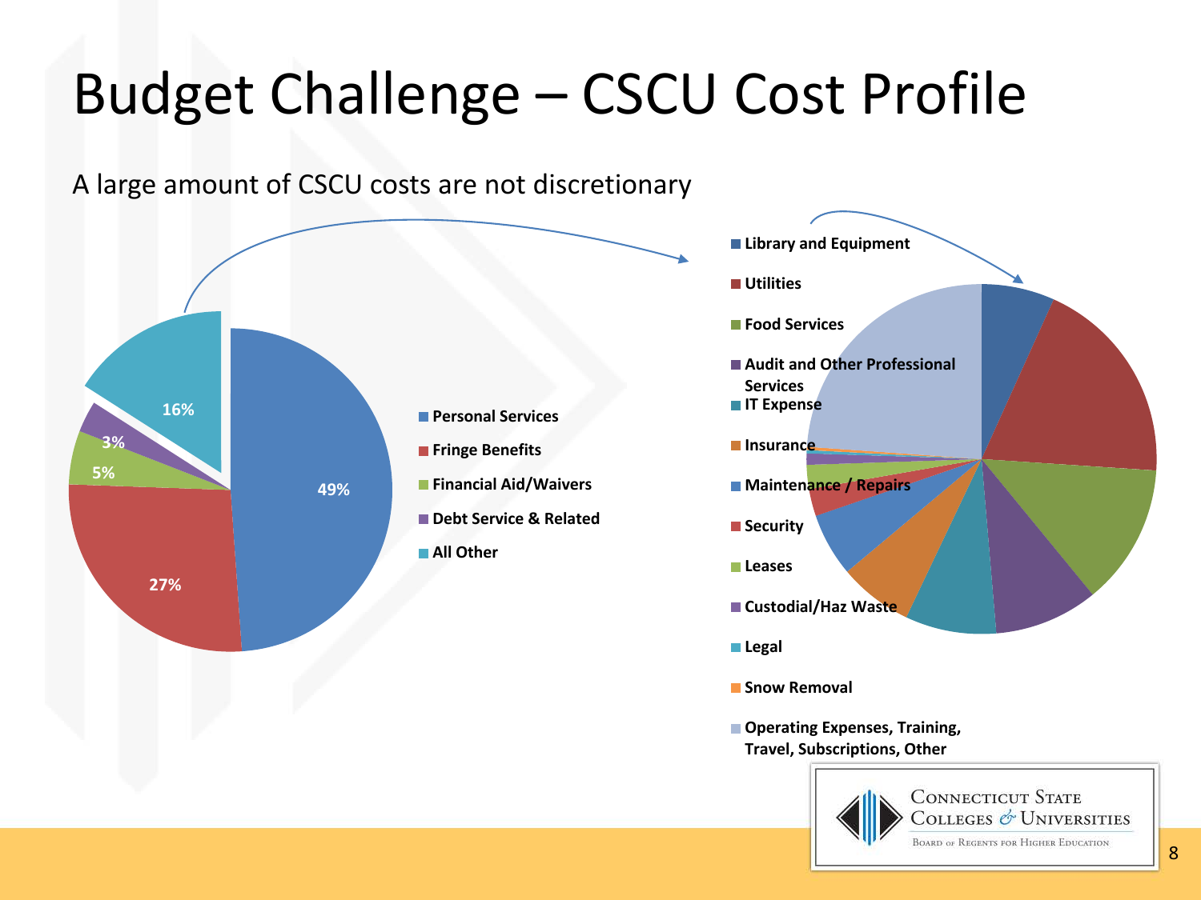# Budget Challenge – CSCU Cost Profile

A large amount of CSCU costs are not discretionary

- Personal Services: 49%
- Fringe Benefits: 27%
- Financial Aid/Waivers: 5%
- Debt Service & Related: 3%
- All Other: 16%

All Other:

- Library and Equipment
- Utilities
- Food Services
- Audit and Other Professional Services
- IT Expense
- Insurance
- Maintenance / Repairs
- Security
- Leases
- Custodial/Haz Waste
- Legal
- Snow Removal
- Operating Expenses, Training, Travel, Subscriptions, Other

Connecticut State Colleges & Universities
Board of Regents for Higher Education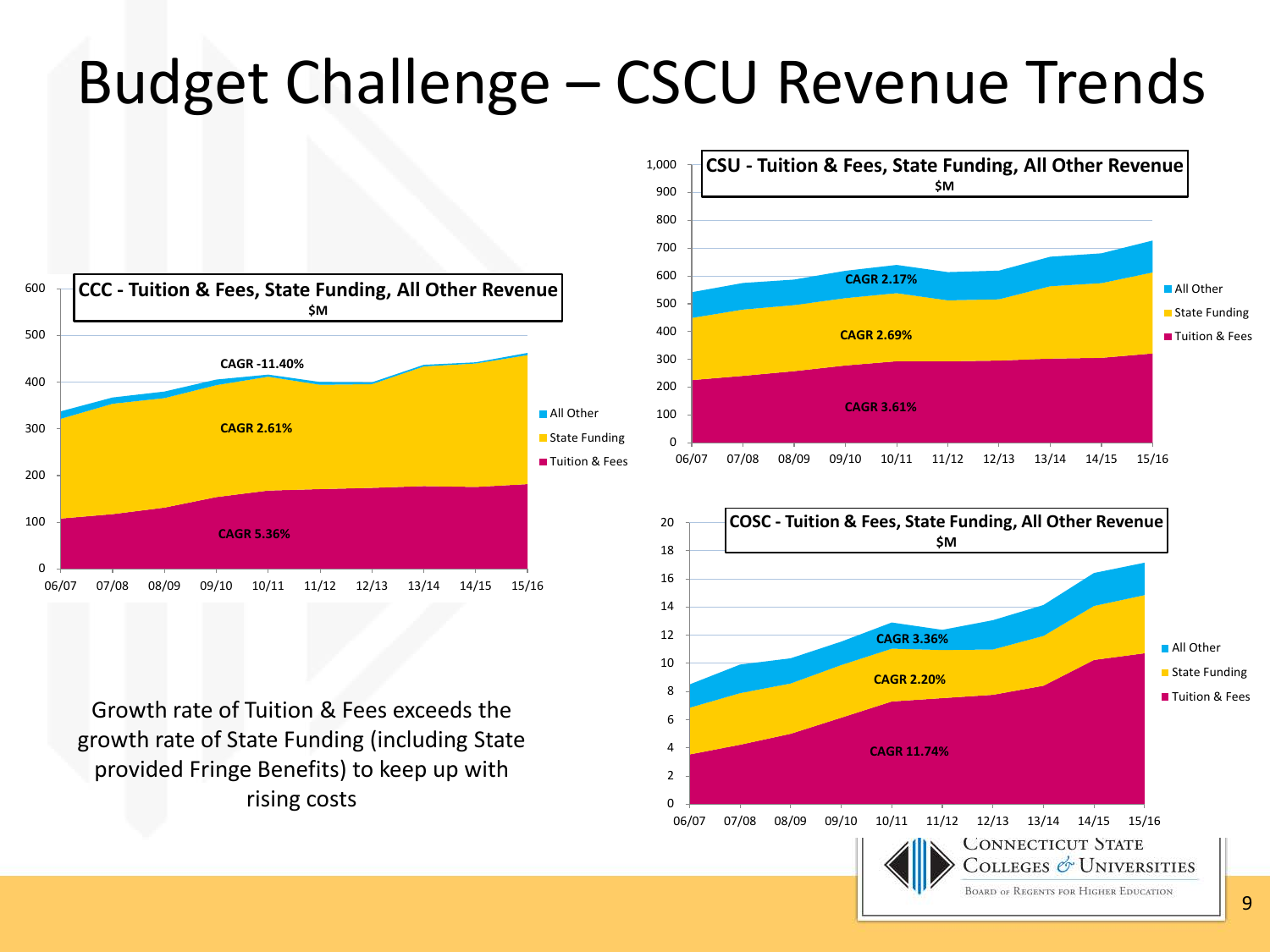# Budget Challenge – CSCU Revenue Trends

**CCC - Tuition & Fees, State Funding, All Other Revenue**
$M

- All Other: CAGR -11.40%
- State Funding: CAGR 2.61%
- Tuition & Fees: CAGR 5.36%

**CSU - Tuition & Fees, State Funding, All Other Revenue**
$M

- All Other: CAGR 2.17%
- State Funding: CAGR 2.69%
- Tuition & Fees: CAGR 3.61%

**COSC - Tuition & Fees, State Funding, All Other Revenue**
$M

- All Other: CAGR 3.36%
- State Funding: CAGR 2.20%
- Tuition & Fees: CAGR 11.74%

Growth rate of Tuition & Fees exceeds the growth rate of State Funding (including State provided Fringe Benefits) to keep up with rising costs

Connecticut State Colleges & Universities
Board of Regents for Higher Education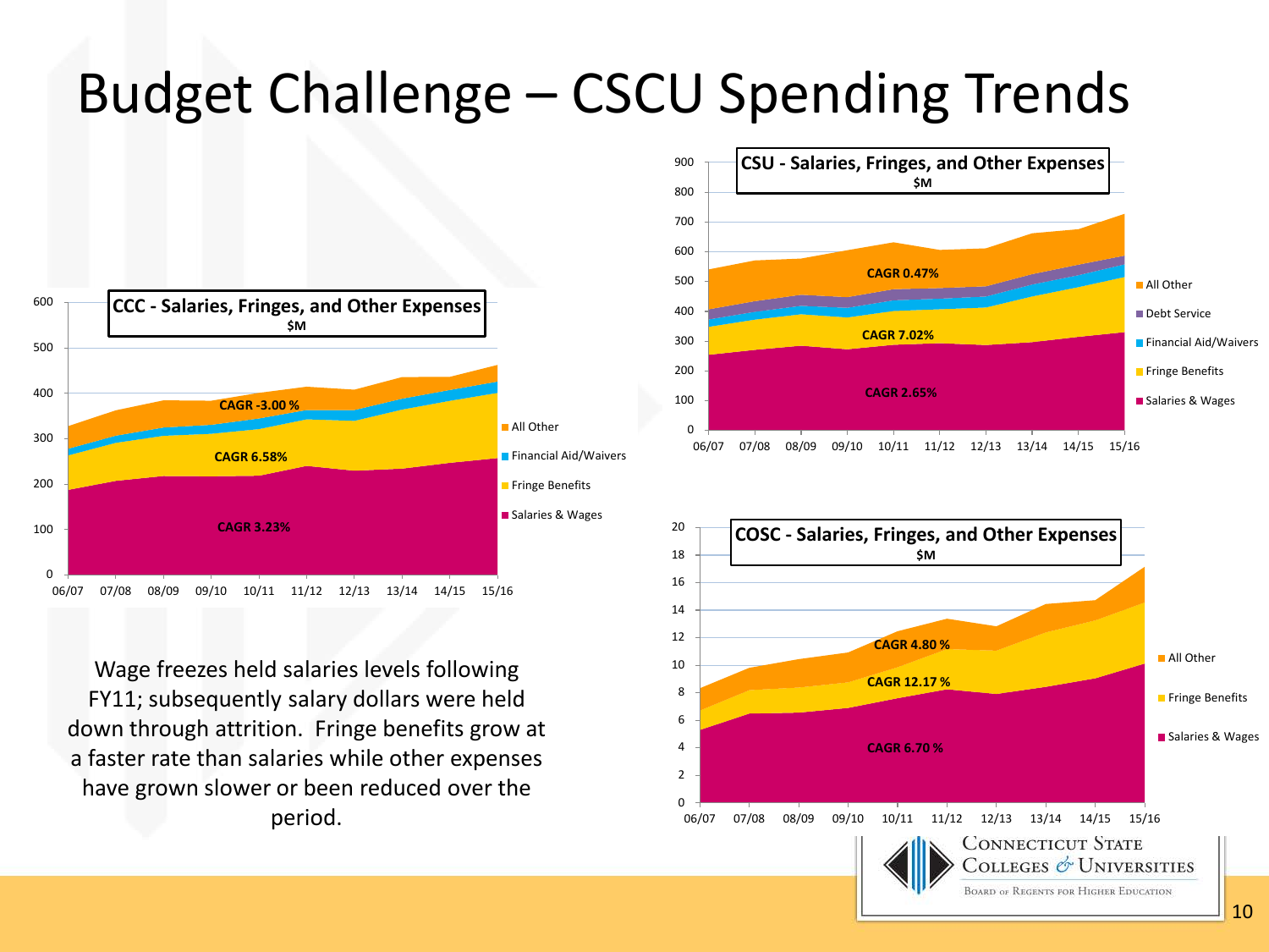# Budget Challenge – CSCU Spending Trends

**CCC - Salaries, Fringes, and Other Expenses**
**$M**

- All Other: CAGR -3.00 %
- Financial Aid/Waivers
- Fringe Benefits: CAGR 6.58%
- Salaries & Wages: CAGR 3.23%

**CSU - Salaries, Fringes, and Other Expenses**
**$M**

- All Other: CAGR 0.47%
- Debt Service
- Financial Aid/Waivers
- Fringe Benefits: CAGR 7.02%
- Salaries & Wages: CAGR 2.65%

**COSC - Salaries, Fringes, and Other Expenses**
**$M**

- All Other: CAGR 4.80 %
- Fringe Benefits: CAGR 12.17 %
- Salaries & Wages: CAGR 6.70 %

Wage freezes held salaries levels following FY11; subsequently salary dollars were held down through attrition. Fringe benefits grow at a faster rate than salaries while other expenses have grown slower or been reduced over the period.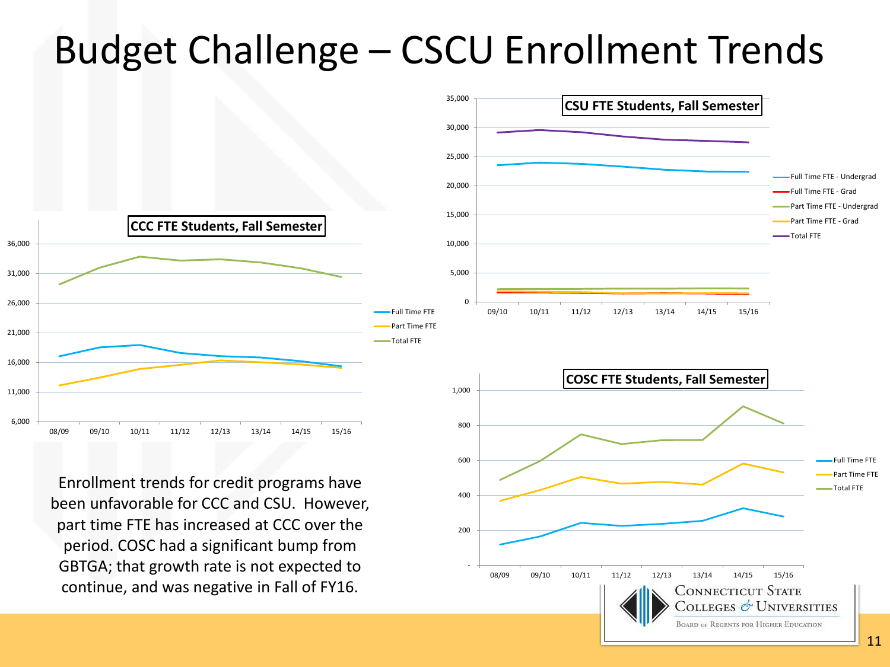# Budget Challenge – CSCU Enrollment Trends

**CCC FTE Students, Fall Semester**

**CSU FTE Students, Fall Semester**

**COSC FTE Students, Fall Semester**

Enrollment trends for credit programs have been unfavorable for CCC and CSU. However, part time FTE has increased at CCC over the period. COSC had a significant bump from GBTGA; that growth rate is not expected to continue, and was negative in Fall of FY16.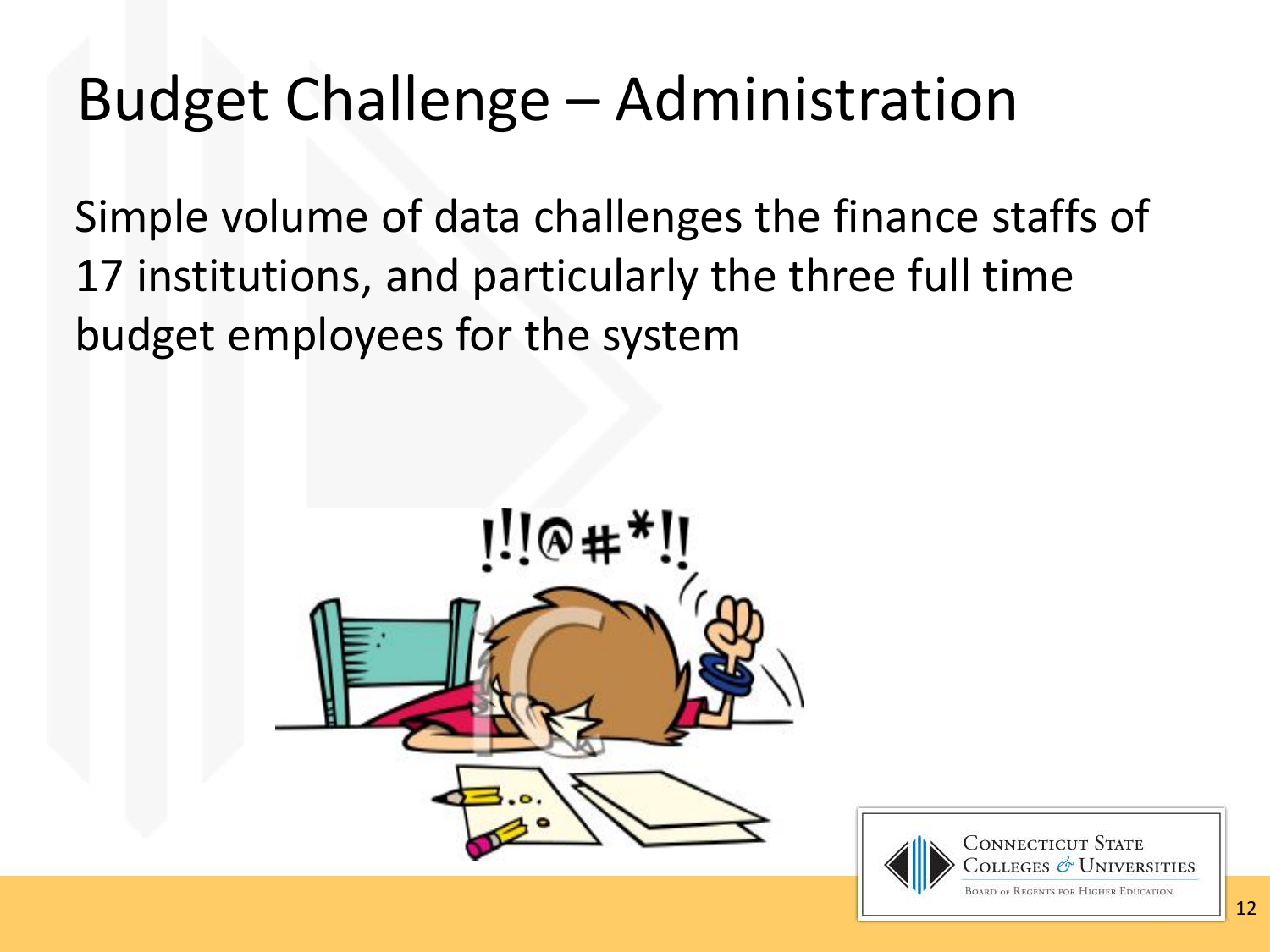# Budget Challenge – Administration

Simple volume of data challenges the finance staffs of 17 institutions, and particularly the three full time budget employees for the system